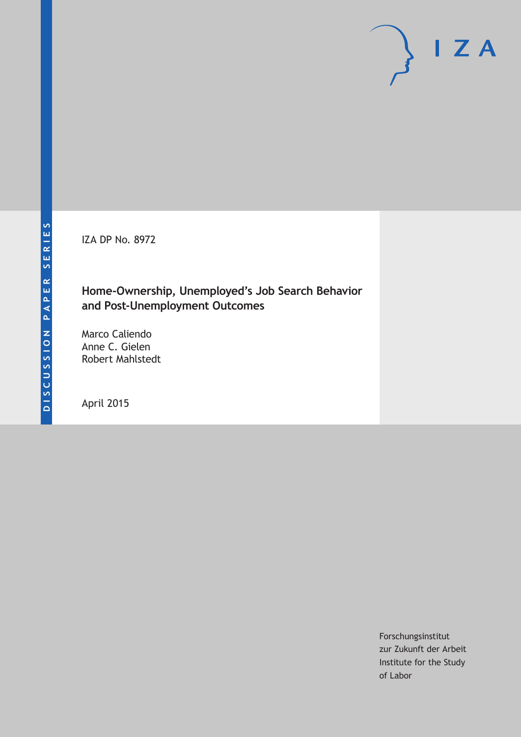DISCUSSION PAPER SERIES

IZA

IZA DP No. 8972

# Home-Ownership, Unemployed's Job Search Behavior and Post-Unemployment Outcomes

Marco Caliendo
Anne C. Gielen
Robert Mahlstedt

April 2015

Forschungsinstitut
zur Zukunft der Arbeit
Institute for the Study
of Labor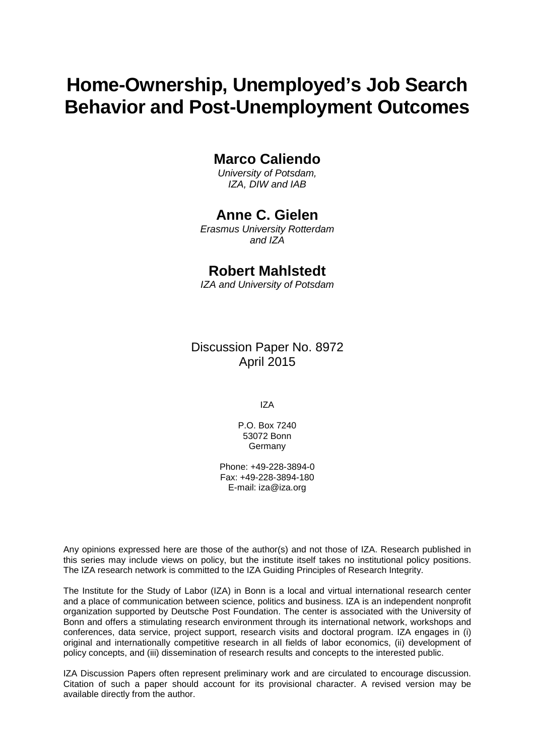# Home-Ownership, Unemployed's Job Search Behavior and Post-Unemployment Outcomes

**Marco Caliendo**

*University of Potsdam, IZA, DIW and IAB*

**Anne C. Gielen**

*Erasmus University Rotterdam and IZA*

**Robert Mahlstedt**

*IZA and University of Potsdam*

Discussion Paper No. 8972
April 2015

IZA

P.O. Box 7240
53072 Bonn
Germany

Phone: +49-228-3894-0
Fax: +49-228-3894-180
E-mail: iza@iza.org

Any opinions expressed here are those of the author(s) and not those of IZA. Research published in this series may include views on policy, but the institute itself takes no institutional policy positions. The IZA research network is committed to the IZA Guiding Principles of Research Integrity.

The Institute for the Study of Labor (IZA) in Bonn is a local and virtual international research center and a place of communication between science, politics and business. IZA is an independent nonprofit organization supported by Deutsche Post Foundation. The center is associated with the University of Bonn and offers a stimulating research environment through its international network, workshops and conferences, data service, project support, research visits and doctoral program. IZA engages in (i) original and internationally competitive research in all fields of labor economics, (ii) development of policy concepts, and (iii) dissemination of research results and concepts to the interested public.

IZA Discussion Papers often represent preliminary work and are circulated to encourage discussion. Citation of such a paper should account for its provisional character. A revised version may be available directly from the author.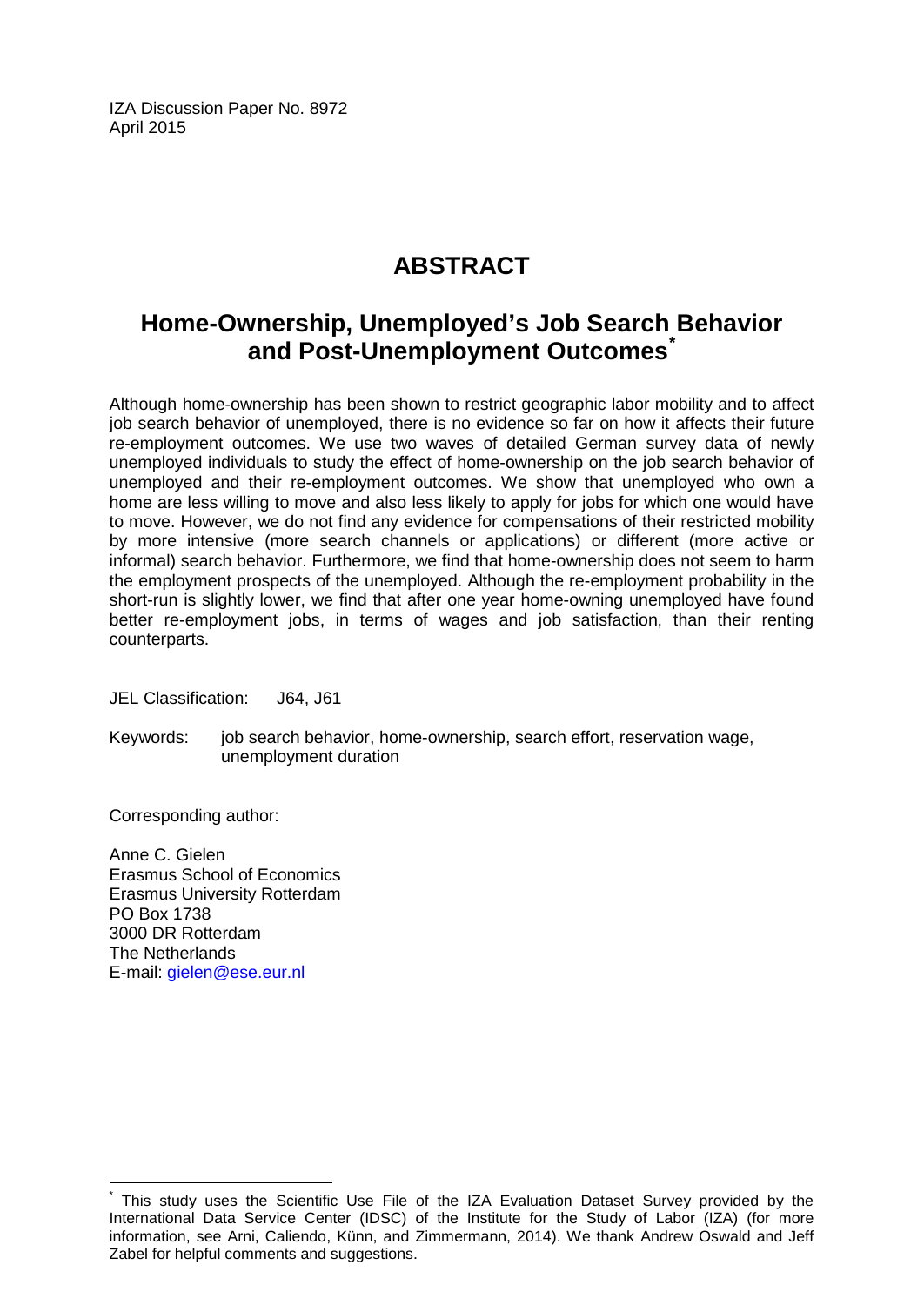IZA Discussion Paper No. 8972
April 2015

# ABSTRACT

## Home-Ownership, Unemployed's Job Search Behavior and Post-Unemployment Outcomes*

Although home-ownership has been shown to restrict geographic labor mobility and to affect job search behavior of unemployed, there is no evidence so far on how it affects their future re-employment outcomes. We use two waves of detailed German survey data of newly unemployed individuals to study the effect of home-ownership on the job search behavior of unemployed and their re-employment outcomes. We show that unemployed who own a home are less willing to move and also less likely to apply for jobs for which one would have to move. However, we do not find any evidence for compensations of their restricted mobility by more intensive (more search channels or applications) or different (more active or informal) search behavior. Furthermore, we find that home-ownership does not seem to harm the employment prospects of the unemployed. Although the re-employment probability in the short-run is slightly lower, we find that after one year home-owning unemployed have found better re-employment jobs, in terms of wages and job satisfaction, than their renting counterparts.

JEL Classification: J64, J61

Keywords: job search behavior, home-ownership, search effort, reservation wage, unemployment duration

Corresponding author:

Anne C. Gielen
Erasmus School of Economics
Erasmus University Rotterdam
PO Box 1738
3000 DR Rotterdam
The Netherlands
E-mail: gielen@ese.eur.nl

---

* This study uses the Scientific Use File of the IZA Evaluation Dataset Survey provided by the International Data Service Center (IDSC) of the Institute for the Study of Labor (IZA) (for more information, see Arni, Caliendo, Künn, and Zimmermann, 2014). We thank Andrew Oswald and Jeff Zabel for helpful comments and suggestions.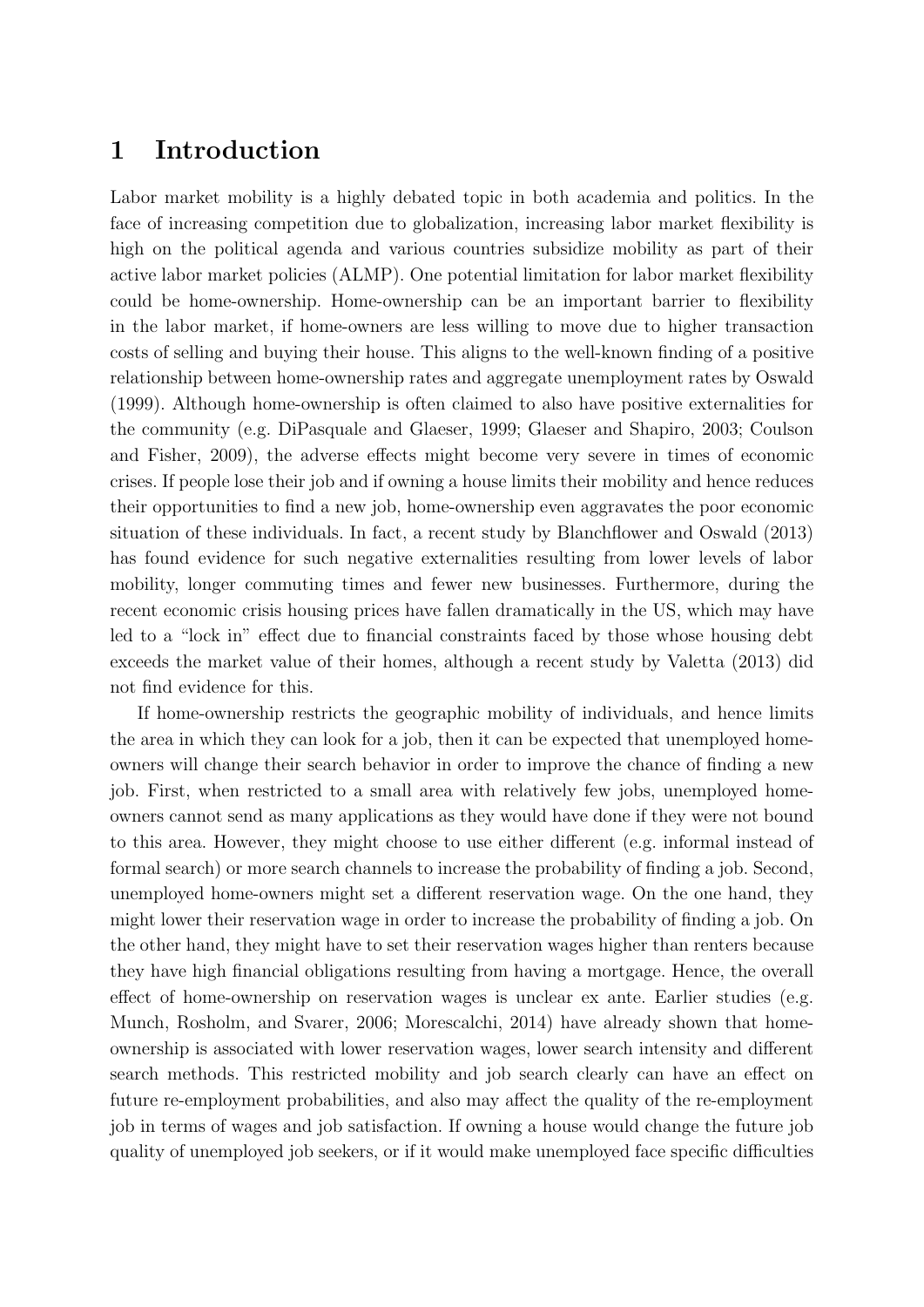# 1 Introduction

Labor market mobility is a highly debated topic in both academia and politics. In the face of increasing competition due to globalization, increasing labor market flexibility is high on the political agenda and various countries subsidize mobility as part of their active labor market policies (ALMP). One potential limitation for labor market flexibility could be home-ownership. Home-ownership can be an important barrier to flexibility in the labor market, if home-owners are less willing to move due to higher transaction costs of selling and buying their house. This aligns to the well-known finding of a positive relationship between home-ownership rates and aggregate unemployment rates by Oswald (1999). Although home-ownership is often claimed to also have positive externalities for the community (e.g. DiPasquale and Glaeser, 1999; Glaeser and Shapiro, 2003; Coulson and Fisher, 2009), the adverse effects might become very severe in times of economic crises. If people lose their job and if owning a house limits their mobility and hence reduces their opportunities to find a new job, home-ownership even aggravates the poor economic situation of these individuals. In fact, a recent study by Blanchflower and Oswald (2013) has found evidence for such negative externalities resulting from lower levels of labor mobility, longer commuting times and fewer new businesses. Furthermore, during the recent economic crisis housing prices have fallen dramatically in the US, which may have led to a "lock in" effect due to financial constraints faced by those whose housing debt exceeds the market value of their homes, although a recent study by Valetta (2013) did not find evidence for this.

If home-ownership restricts the geographic mobility of individuals, and hence limits the area in which they can look for a job, then it can be expected that unemployed home-owners will change their search behavior in order to improve the chance of finding a new job. First, when restricted to a small area with relatively few jobs, unemployed home-owners cannot send as many applications as they would have done if they were not bound to this area. However, they might choose to use either different (e.g. informal instead of formal search) or more search channels to increase the probability of finding a job. Second, unemployed home-owners might set a different reservation wage. On the one hand, they might lower their reservation wage in order to increase the probability of finding a job. On the other hand, they might have to set their reservation wages higher than renters because they have high financial obligations resulting from having a mortgage. Hence, the overall effect of home-ownership on reservation wages is unclear ex ante. Earlier studies (e.g. Munch, Rosholm, and Svarer, 2006; Morescalchi, 2014) have already shown that home-ownership is associated with lower reservation wages, lower search intensity and different search methods. This restricted mobility and job search clearly can have an effect on future re-employment probabilities, and also may affect the quality of the re-employment job in terms of wages and job satisfaction. If owning a house would change the future job quality of unemployed job seekers, or if it would make unemployed face specific difficulties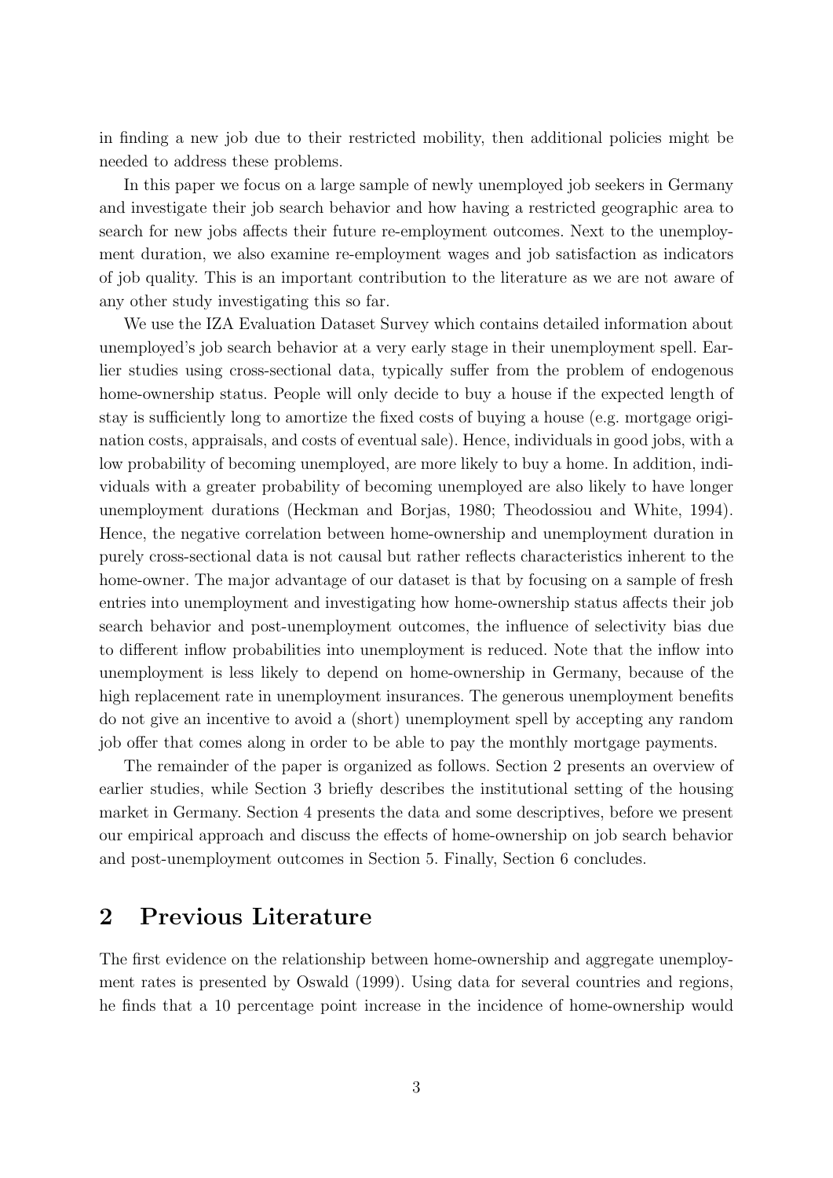in finding a new job due to their restricted mobility, then additional policies might be needed to address these problems.

In this paper we focus on a large sample of newly unemployed job seekers in Germany and investigate their job search behavior and how having a restricted geographic area to search for new jobs affects their future re-employment outcomes. Next to the unemployment duration, we also examine re-employment wages and job satisfaction as indicators of job quality. This is an important contribution to the literature as we are not aware of any other study investigating this so far.

We use the IZA Evaluation Dataset Survey which contains detailed information about unemployed's job search behavior at a very early stage in their unemployment spell. Earlier studies using cross-sectional data, typically suffer from the problem of endogenous home-ownership status. People will only decide to buy a house if the expected length of stay is sufficiently long to amortize the fixed costs of buying a house (e.g. mortgage origination costs, appraisals, and costs of eventual sale). Hence, individuals in good jobs, with a low probability of becoming unemployed, are more likely to buy a home. In addition, individuals with a greater probability of becoming unemployed are also likely to have longer unemployment durations (Heckman and Borjas, 1980; Theodossiou and White, 1994). Hence, the negative correlation between home-ownership and unemployment duration in purely cross-sectional data is not causal but rather reflects characteristics inherent to the home-owner. The major advantage of our dataset is that by focusing on a sample of fresh entries into unemployment and investigating how home-ownership status affects their job search behavior and post-unemployment outcomes, the influence of selectivity bias due to different inflow probabilities into unemployment is reduced. Note that the inflow into unemployment is less likely to depend on home-ownership in Germany, because of the high replacement rate in unemployment insurances. The generous unemployment benefits do not give an incentive to avoid a (short) unemployment spell by accepting any random job offer that comes along in order to be able to pay the monthly mortgage payments.

The remainder of the paper is organized as follows. Section 2 presents an overview of earlier studies, while Section 3 briefly describes the institutional setting of the housing market in Germany. Section 4 presents the data and some descriptives, before we present our empirical approach and discuss the effects of home-ownership on job search behavior and post-unemployment outcomes in Section 5. Finally, Section 6 concludes.

## 2 Previous Literature

The first evidence on the relationship between home-ownership and aggregate unemployment rates is presented by Oswald (1999). Using data for several countries and regions, he finds that a 10 percentage point increase in the incidence of home-ownership would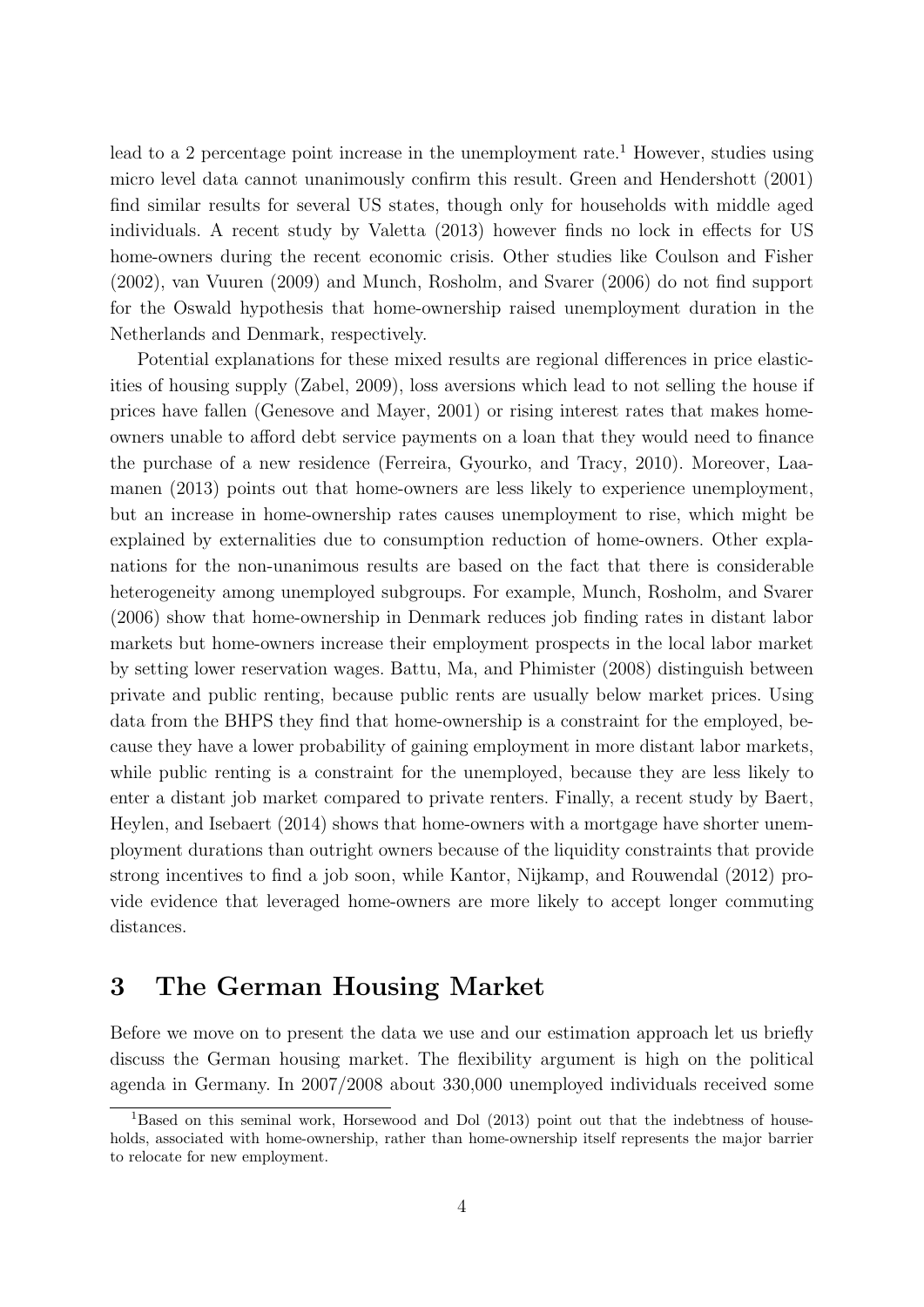lead to a 2 percentage point increase in the unemployment rate.[1] However, studies using micro level data cannot unanimously confirm this result. Green and Hendershott (2001) find similar results for several US states, though only for households with middle aged individuals. A recent study by Valetta (2013) however finds no lock in effects for US home-owners during the recent economic crisis. Other studies like Coulson and Fisher (2002), van Vuuren (2009) and Munch, Rosholm, and Svarer (2006) do not find support for the Oswald hypothesis that home-ownership raised unemployment duration in the Netherlands and Denmark, respectively.

Potential explanations for these mixed results are regional differences in price elasticities of housing supply (Zabel, 2009), loss aversions which lead to not selling the house if prices have fallen (Genesove and Mayer, 2001) or rising interest rates that makes home-owners unable to afford debt service payments on a loan that they would need to finance the purchase of a new residence (Ferreira, Gyourko, and Tracy, 2010). Moreover, Laamanen (2013) points out that home-owners are less likely to experience unemployment, but an increase in home-ownership rates causes unemployment to rise, which might be explained by externalities due to consumption reduction of home-owners. Other explanations for the non-unanimous results are based on the fact that there is considerable heterogeneity among unemployed subgroups. For example, Munch, Rosholm, and Svarer (2006) show that home-ownership in Denmark reduces job finding rates in distant labor markets but home-owners increase their employment prospects in the local labor market by setting lower reservation wages. Battu, Ma, and Phimister (2008) distinguish between private and public renting, because public rents are usually below market prices. Using data from the BHPS they find that home-ownership is a constraint for the employed, because they have a lower probability of gaining employment in more distant labor markets, while public renting is a constraint for the unemployed, because they are less likely to enter a distant job market compared to private renters. Finally, a recent study by Baert, Heylen, and Isebaert (2014) shows that home-owners with a mortgage have shorter unemployment durations than outright owners because of the liquidity constraints that provide strong incentives to find a job soon, while Kantor, Nijkamp, and Rouwendal (2012) provide evidence that leveraged home-owners are more likely to accept longer commuting distances.

# 3 The German Housing Market

Before we move on to present the data we use and our estimation approach let us briefly discuss the German housing market. The flexibility argument is high on the political agenda in Germany. In 2007/2008 about 330,000 unemployed individuals received some

[1] Based on this seminal work, Horsewood and Dol (2013) point out that the indebtness of households, associated with home-ownership, rather than home-ownership itself represents the major barrier to relocate for new employment.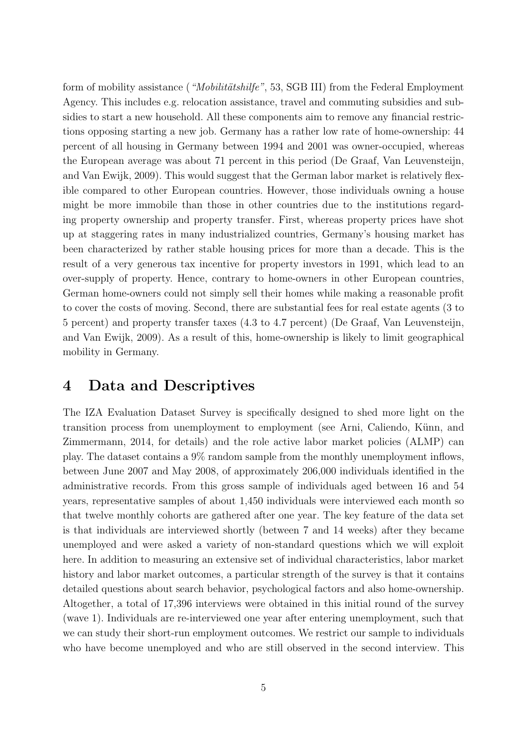form of mobility assistance (*"Mobilitätshilfe"*, 53, SGB III) from the Federal Employment Agency. This includes e.g. relocation assistance, travel and commuting subsidies and subsidies to start a new household. All these components aim to remove any financial restrictions opposing starting a new job. Germany has a rather low rate of home-ownership: 44 percent of all housing in Germany between 1994 and 2001 was owner-occupied, whereas the European average was about 71 percent in this period (De Graaf, Van Leuvensteijn, and Van Ewijk, 2009). This would suggest that the German labor market is relatively flexible compared to other European countries. However, those individuals owning a house might be more immobile than those in other countries due to the institutions regarding property ownership and property transfer. First, whereas property prices have shot up at staggering rates in many industrialized countries, Germany's housing market has been characterized by rather stable housing prices for more than a decade. This is the result of a very generous tax incentive for property investors in 1991, which lead to an over-supply of property. Hence, contrary to home-owners in other European countries, German home-owners could not simply sell their homes while making a reasonable profit to cover the costs of moving. Second, there are substantial fees for real estate agents (3 to 5 percent) and property transfer taxes (4.3 to 4.7 percent) (De Graaf, Van Leuvensteijn, and Van Ewijk, 2009). As a result of this, home-ownership is likely to limit geographical mobility in Germany.

# 4 Data and Descriptives

The IZA Evaluation Dataset Survey is specifically designed to shed more light on the transition process from unemployment to employment (see Arni, Caliendo, Künn, and Zimmermann, 2014, for details) and the role active labor market policies (ALMP) can play. The dataset contains a 9% random sample from the monthly unemployment inflows, between June 2007 and May 2008, of approximately 206,000 individuals identified in the administrative records. From this gross sample of individuals aged between 16 and 54 years, representative samples of about 1,450 individuals were interviewed each month so that twelve monthly cohorts are gathered after one year. The key feature of the data set is that individuals are interviewed shortly (between 7 and 14 weeks) after they became unemployed and were asked a variety of non-standard questions which we will exploit here. In addition to measuring an extensive set of individual characteristics, labor market history and labor market outcomes, a particular strength of the survey is that it contains detailed questions about search behavior, psychological factors and also home-ownership. Altogether, a total of 17,396 interviews were obtained in this initial round of the survey (wave 1). Individuals are re-interviewed one year after entering unemployment, such that we can study their short-run employment outcomes. We restrict our sample to individuals who have become unemployed and who are still observed in the second interview. This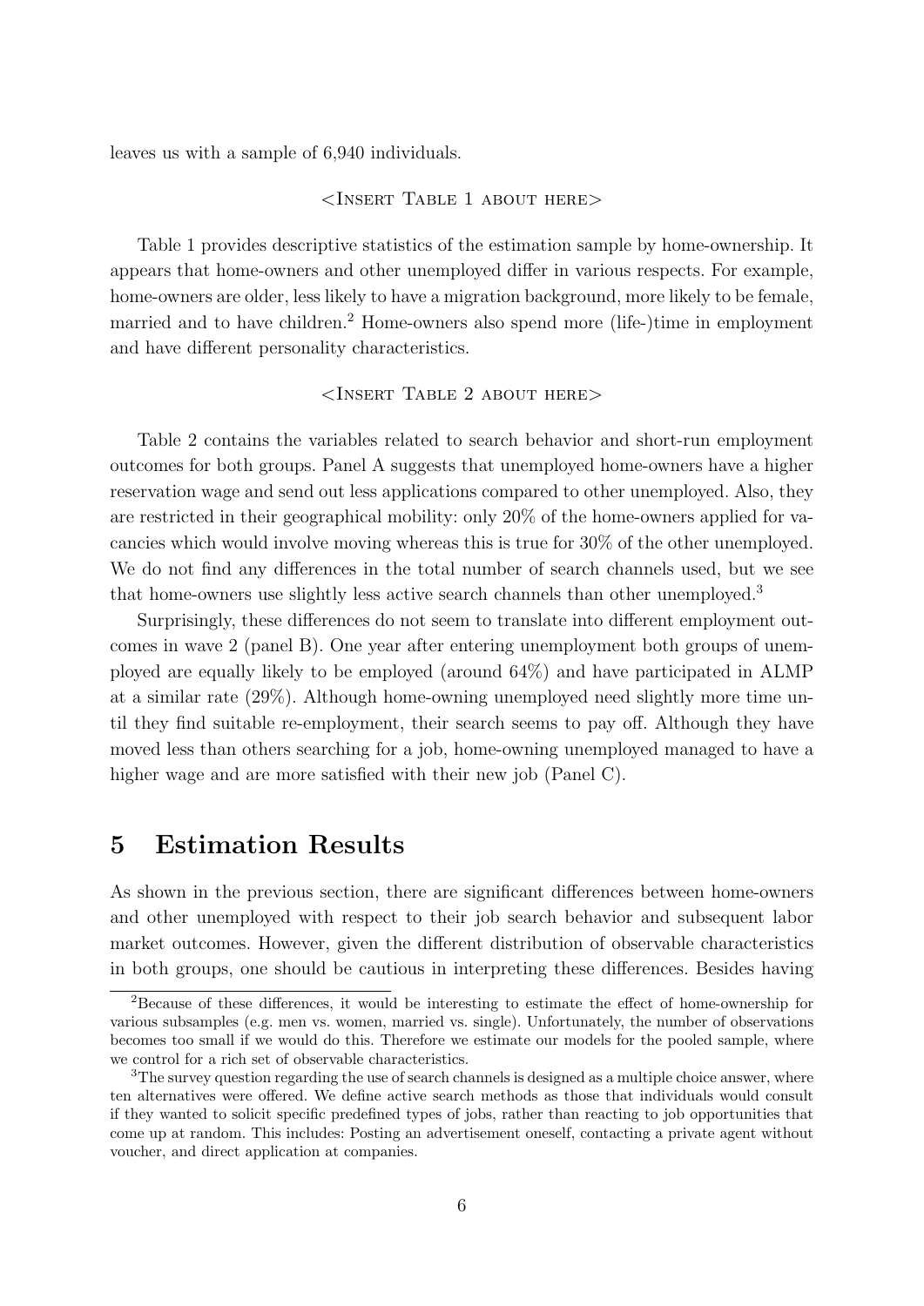leaves us with a sample of 6,940 individuals.

<Insert Table 1 about here>

Table 1 provides descriptive statistics of the estimation sample by home-ownership. It appears that home-owners and other unemployed differ in various respects. For example, home-owners are older, less likely to have a migration background, more likely to be female, married and to have children.[2] Home-owners also spend more (life-)time in employment and have different personality characteristics.

<Insert Table 2 about here>

Table 2 contains the variables related to search behavior and short-run employment outcomes for both groups. Panel A suggests that unemployed home-owners have a higher reservation wage and send out less applications compared to other unemployed. Also, they are restricted in their geographical mobility: only 20% of the home-owners applied for vacancies which would involve moving whereas this is true for 30% of the other unemployed. We do not find any differences in the total number of search channels used, but we see that home-owners use slightly less active search channels than other unemployed.[3]

Surprisingly, these differences do not seem to translate into different employment outcomes in wave 2 (panel B). One year after entering unemployment both groups of unemployed are equally likely to be employed (around 64%) and have participated in ALMP at a similar rate (29%). Although home-owning unemployed need slightly more time until they find suitable re-employment, their search seems to pay off. Although they have moved less than others searching for a job, home-owning unemployed managed to have a higher wage and are more satisfied with their new job (Panel C).

# 5 Estimation Results

As shown in the previous section, there are significant differences between home-owners and other unemployed with respect to their job search behavior and subsequent labor market outcomes. However, given the different distribution of observable characteristics in both groups, one should be cautious in interpreting these differences. Besides having

[2] Because of these differences, it would be interesting to estimate the effect of home-ownership for various subsamples (e.g. men vs. women, married vs. single). Unfortunately, the number of observations becomes too small if we would do this. Therefore we estimate our models for the pooled sample, where we control for a rich set of observable characteristics.

[3] The survey question regarding the use of search channels is designed as a multiple choice answer, where ten alternatives were offered. We define active search methods as those that individuals would consult if they wanted to solicit specific predefined types of jobs, rather than reacting to job opportunities that come up at random. This includes: Posting an advertisement oneself, contacting a private agent without voucher, and direct application at companies.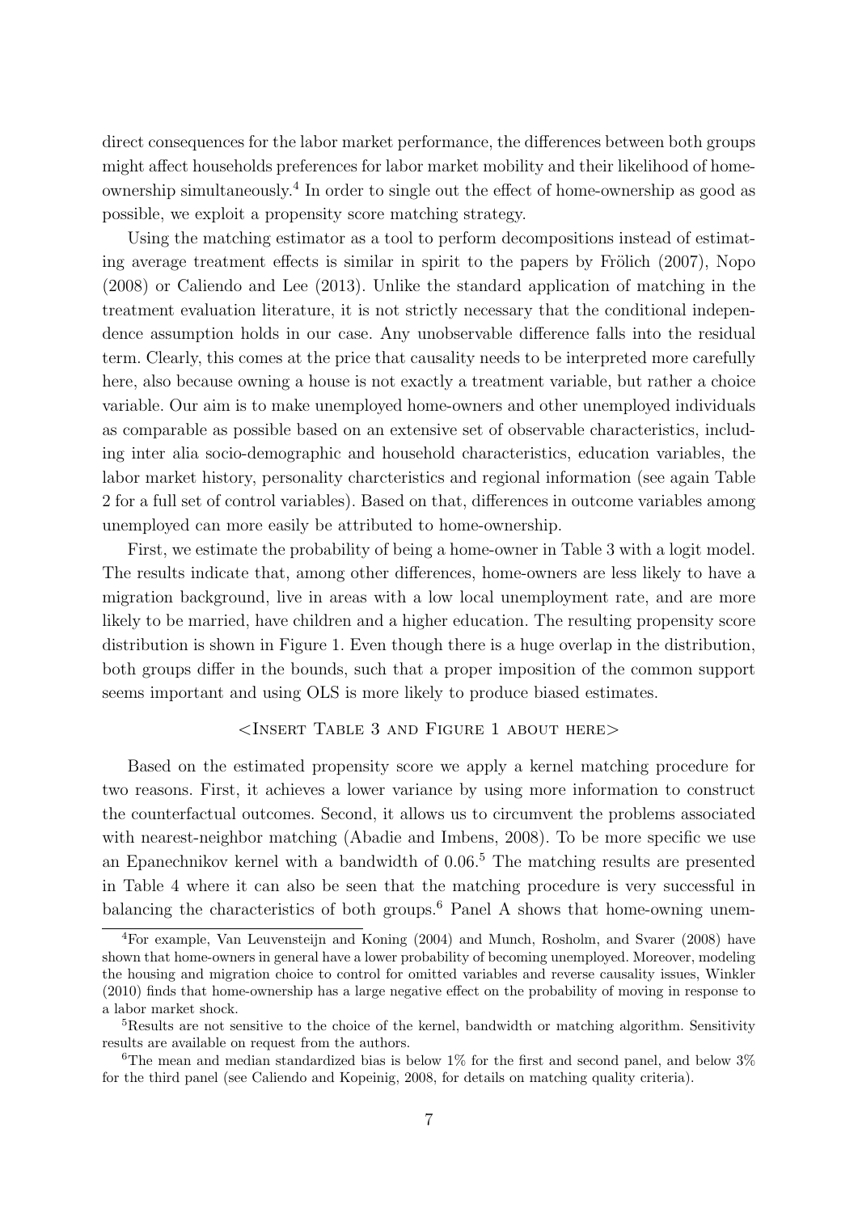direct consequences for the labor market performance, the differences between both groups might affect households preferences for labor market mobility and their likelihood of home-ownership simultaneously.[4] In order to single out the effect of home-ownership as good as possible, we exploit a propensity score matching strategy.

Using the matching estimator as a tool to perform decompositions instead of estimating average treatment effects is similar in spirit to the papers by Frölich (2007), Nopo (2008) or Caliendo and Lee (2013). Unlike the standard application of matching in the treatment evaluation literature, it is not strictly necessary that the conditional independence assumption holds in our case. Any unobservable difference falls into the residual term. Clearly, this comes at the price that causality needs to be interpreted more carefully here, also because owning a house is not exactly a treatment variable, but rather a choice variable. Our aim is to make unemployed home-owners and other unemployed individuals as comparable as possible based on an extensive set of observable characteristics, including inter alia socio-demographic and household characteristics, education variables, the labor market history, personality charcteristics and regional information (see again Table 2 for a full set of control variables). Based on that, differences in outcome variables among unemployed can more easily be attributed to home-ownership.

First, we estimate the probability of being a home-owner in Table 3 with a logit model. The results indicate that, among other differences, home-owners are less likely to have a migration background, live in areas with a low local unemployment rate, and are more likely to be married, have children and a higher education. The resulting propensity score distribution is shown in Figure 1. Even though there is a huge overlap in the distribution, both groups differ in the bounds, such that a proper imposition of the common support seems important and using OLS is more likely to produce biased estimates.

<Insert Table 3 and Figure 1 about here>

Based on the estimated propensity score we apply a kernel matching procedure for two reasons. First, it achieves a lower variance by using more information to construct the counterfactual outcomes. Second, it allows us to circumvent the problems associated with nearest-neighbor matching (Abadie and Imbens, 2008). To be more specific we use an Epanechnikov kernel with a bandwidth of 0.06.[5] The matching results are presented in Table 4 where it can also be seen that the matching procedure is very successful in balancing the characteristics of both groups.[6] Panel A shows that home-owning unem-

[4] For example, Van Leuvensteijn and Koning (2004) and Munch, Rosholm, and Svarer (2008) have shown that home-owners in general have a lower probability of becoming unemployed. Moreover, modeling the housing and migration choice to control for omitted variables and reverse causality issues, Winkler (2010) finds that home-ownership has a large negative effect on the probability of moving in response to a labor market shock.

[5] Results are not sensitive to the choice of the kernel, bandwidth or matching algorithm. Sensitivity results are available on request from the authors.

[6] The mean and median standardized bias is below 1% for the first and second panel, and below 3% for the third panel (see Caliendo and Kopeinig, 2008, for details on matching quality criteria).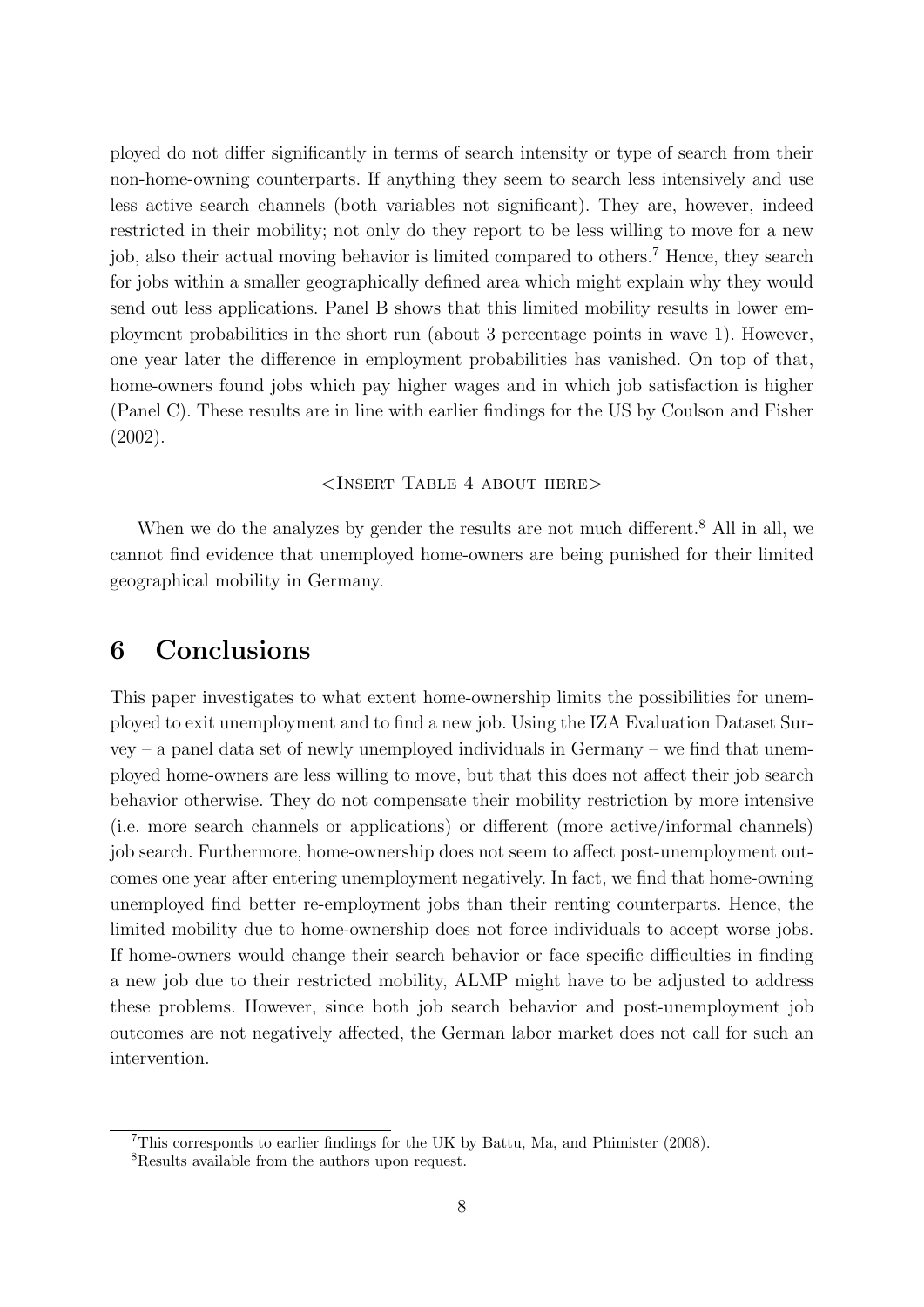ployed do not differ significantly in terms of search intensity or type of search from their non-home-owning counterparts. If anything they seem to search less intensively and use less active search channels (both variables not significant). They are, however, indeed restricted in their mobility; not only do they report to be less willing to move for a new job, also their actual moving behavior is limited compared to others.[7] Hence, they search for jobs within a smaller geographically defined area which might explain why they would send out less applications. Panel B shows that this limited mobility results in lower employment probabilities in the short run (about 3 percentage points in wave 1). However, one year later the difference in employment probabilities has vanished. On top of that, home-owners found jobs which pay higher wages and in which job satisfaction is higher (Panel C). These results are in line with earlier findings for the US by Coulson and Fisher (2002).

<Insert Table 4 about here>

When we do the analyzes by gender the results are not much different.[8] All in all, we cannot find evidence that unemployed home-owners are being punished for their limited geographical mobility in Germany.

# 6 Conclusions

This paper investigates to what extent home-ownership limits the possibilities for unemployed to exit unemployment and to find a new job. Using the IZA Evaluation Dataset Survey – a panel data set of newly unemployed individuals in Germany – we find that unemployed home-owners are less willing to move, but that this does not affect their job search behavior otherwise. They do not compensate their mobility restriction by more intensive (i.e. more search channels or applications) or different (more active/informal channels) job search. Furthermore, home-ownership does not seem to affect post-unemployment outcomes one year after entering unemployment negatively. In fact, we find that home-owning unemployed find better re-employment jobs than their renting counterparts. Hence, the limited mobility due to home-ownership does not force individuals to accept worse jobs. If home-owners would change their search behavior or face specific difficulties in finding a new job due to their restricted mobility, ALMP might have to be adjusted to address these problems. However, since both job search behavior and post-unemployment job outcomes are not negatively affected, the German labor market does not call for such an intervention.

[7] This corresponds to earlier findings for the UK by Battu, Ma, and Phimister (2008).

[8] Results available from the authors upon request.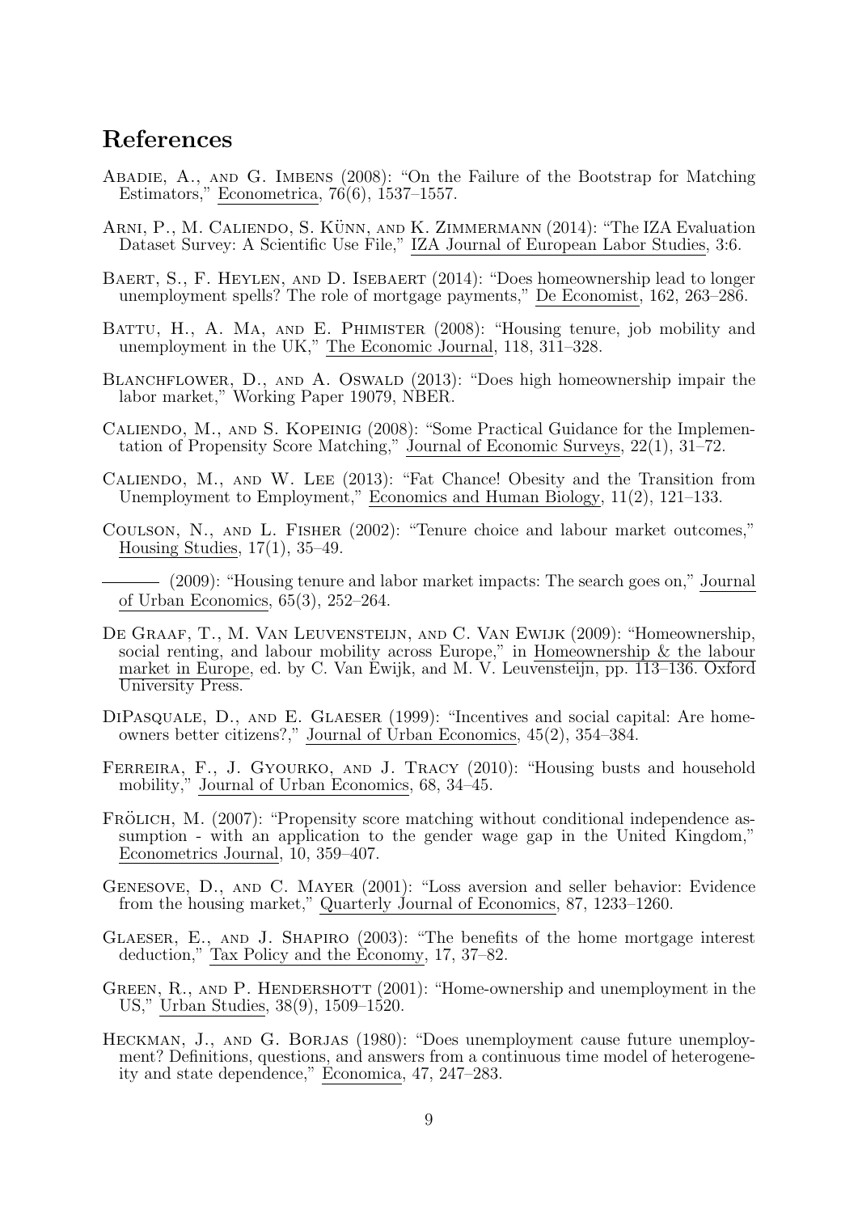# References

Abadie, A., and G. Imbens (2008): "On the Failure of the Bootstrap for Matching Estimators," Econometrica, 76(6), 1537–1557.

Arni, P., M. Caliendo, S. Künn, and K. Zimmermann (2014): "The IZA Evaluation Dataset Survey: A Scientific Use File," IZA Journal of European Labor Studies, 3:6.

Baert, S., F. Heylen, and D. Isebaert (2014): "Does homeownership lead to longer unemployment spells? The role of mortgage payments," De Economist, 162, 263–286.

Battu, H., A. Ma, and E. Phimister (2008): "Housing tenure, job mobility and unemployment in the UK," The Economic Journal, 118, 311–328.

Blanchflower, D., and A. Oswald (2013): "Does high homeownership impair the labor market," Working Paper 19079, NBER.

Caliendo, M., and S. Kopeinig (2008): "Some Practical Guidance for the Implementation of Propensity Score Matching," Journal of Economic Surveys, 22(1), 31–72.

Caliendo, M., and W. Lee (2013): "Fat Chance! Obesity and the Transition from Unemployment to Employment," Economics and Human Biology, 11(2), 121–133.

Coulson, N., and L. Fisher (2002): "Tenure choice and labour market outcomes," Housing Studies, 17(1), 35–49.

——— (2009): "Housing tenure and labor market impacts: The search goes on," Journal of Urban Economics, 65(3), 252–264.

De Graaf, T., M. Van Leuvensteijn, and C. Van Ewijk (2009): "Homeownership, social renting, and labour mobility across Europe," in Homeownership & the labour market in Europe, ed. by C. Van Ewijk, and M. V. Leuvensteijn, pp. 113–136. Oxford University Press.

DiPasquale, D., and E. Glaeser (1999): "Incentives and social capital: Are homeowners better citizens?," Journal of Urban Economics, 45(2), 354–384.

Ferreira, F., J. Gyourko, and J. Tracy (2010): "Housing busts and household mobility," Journal of Urban Economics, 68, 34–45.

Frölich, M. (2007): "Propensity score matching without conditional independence assumption - with an application to the gender wage gap in the United Kingdom," Econometrics Journal, 10, 359–407.

Genesove, D., and C. Mayer (2001): "Loss aversion and seller behavior: Evidence from the housing market," Quarterly Journal of Economics, 87, 1233–1260.

Glaeser, E., and J. Shapiro (2003): "The benefits of the home mortgage interest deduction," Tax Policy and the Economy, 17, 37–82.

Green, R., and P. Hendershott (2001): "Home-ownership and unemployment in the US," Urban Studies, 38(9), 1509–1520.

Heckman, J., and G. Borjas (1980): "Does unemployment cause future unemployment? Definitions, questions, and answers from a continuous time model of heterogeneity and state dependence," Economica, 47, 247–283.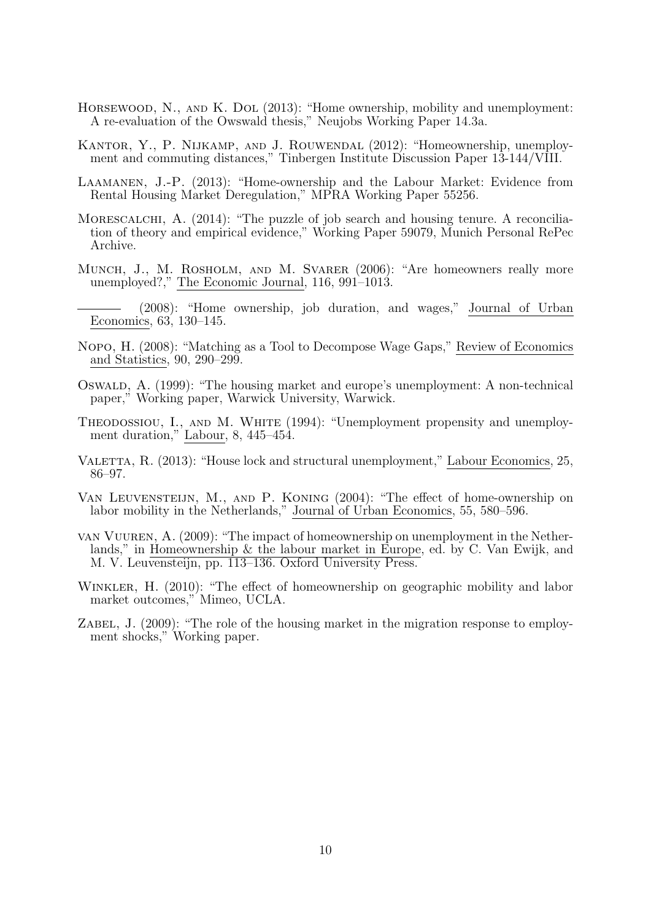Horsewood, N., and K. Dol (2013): "Home ownership, mobility and unemployment: A re-evaluation of the Owswald thesis," Neujobs Working Paper 14.3a.

Kantor, Y., P. Nijkamp, and J. Rouwendal (2012): "Homeownership, unemployment and commuting distances," Tinbergen Institute Discussion Paper 13-144/VIII.

Laamanen, J.-P. (2013): "Home-ownership and the Labour Market: Evidence from Rental Housing Market Deregulation," MPRA Working Paper 55256.

Morescalchi, A. (2014): "The puzzle of job search and housing tenure. A reconciliation of theory and empirical evidence," Working Paper 59079, Munich Personal RePec Archive.

Munch, J., M. Rosholm, and M. Svarer (2006): "Are homeowners really more unemployed?," The Economic Journal, 116, 991–1013.

——— (2008): "Home ownership, job duration, and wages," Journal of Urban Economics, 63, 130–145.

Nopo, H. (2008): "Matching as a Tool to Decompose Wage Gaps," Review of Economics and Statistics, 90, 290–299.

Oswald, A. (1999): "The housing market and europe's unemployment: A non-technical paper," Working paper, Warwick University, Warwick.

Theodossiou, I., and M. White (1994): "Unemployment propensity and unemployment duration," Labour, 8, 445–454.

Valetta, R. (2013): "House lock and structural unemployment," Labour Economics, 25, 86–97.

Van Leuvensteijn, M., and P. Koning (2004): "The effect of home-ownership on labor mobility in the Netherlands," Journal of Urban Economics, 55, 580–596.

van Vuuren, A. (2009): "The impact of homeownership on unemployment in the Netherlands," in Homeownership & the labour market in Europe, ed. by C. Van Ewijk, and M. V. Leuvensteijn, pp. 113–136. Oxford University Press.

Winkler, H. (2010): "The effect of homeownership on geographic mobility and labor market outcomes," Mimeo, UCLA.

Zabel, J. (2009): "The role of the housing market in the migration response to employment shocks," Working paper.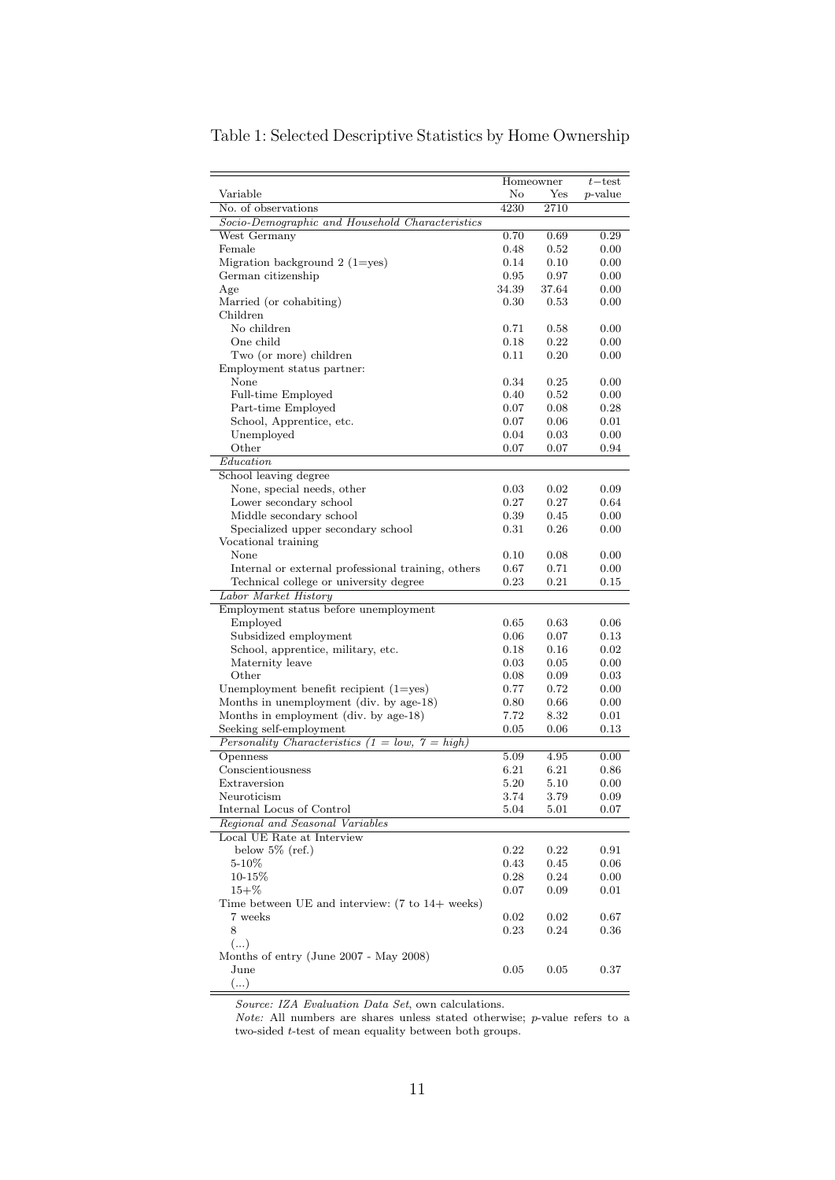Table 1: Selected Descriptive Statistics by Home Ownership

| Variable | Homeowner No | Homeowner Yes | $t$−test $p$-value |
|---|---|---|---|
| No. of observations | 4230 | 2710 | |
| *Socio-Demographic and Household Characteristics* | | | |
| West Germany | 0.70 | 0.69 | 0.29 |
| Female | 0.48 | 0.52 | 0.00 |
| Migration background 2 (1=yes) | 0.14 | 0.10 | 0.00 |
| German citizenship | 0.95 | 0.97 | 0.00 |
| Age | 34.39 | 37.64 | 0.00 |
| Married (or cohabiting) | 0.30 | 0.53 | 0.00 |
| Children | | | |
| No children | 0.71 | 0.58 | 0.00 |
| One child | 0.18 | 0.22 | 0.00 |
| Two (or more) children | 0.11 | 0.20 | 0.00 |
| Employment status partner: | | | |
| None | 0.34 | 0.25 | 0.00 |
| Full-time Employed | 0.40 | 0.52 | 0.00 |
| Part-time Employed | 0.07 | 0.08 | 0.28 |
| School, Apprentice, etc. | 0.07 | 0.06 | 0.01 |
| Unemployed | 0.04 | 0.03 | 0.00 |
| Other | 0.07 | 0.07 | 0.94 |
| *Education* | | | |
| School leaving degree | | | |
| None, special needs, other | 0.03 | 0.02 | 0.09 |
| Lower secondary school | 0.27 | 0.27 | 0.64 |
| Middle secondary school | 0.39 | 0.45 | 0.00 |
| Specialized upper secondary school | 0.31 | 0.26 | 0.00 |
| Vocational training | | | |
| None | 0.10 | 0.08 | 0.00 |
| Internal or external professional training, others | 0.67 | 0.71 | 0.00 |
| Technical college or university degree | 0.23 | 0.21 | 0.15 |
| *Labor Market History* | | | |
| Employment status before unemployment | | | |
| Employed | 0.65 | 0.63 | 0.06 |
| Subsidized employment | 0.06 | 0.07 | 0.13 |
| School, apprentice, military, etc. | 0.18 | 0.16 | 0.02 |
| Maternity leave | 0.03 | 0.05 | 0.00 |
| Other | 0.08 | 0.09 | 0.03 |
| Unemployment benefit recipient (1=yes) | 0.77 | 0.72 | 0.00 |
| Months in unemployment (div. by age-18) | 0.80 | 0.66 | 0.00 |
| Months in employment (div. by age-18) | 7.72 | 8.32 | 0.01 |
| Seeking self-employment | 0.05 | 0.06 | 0.13 |
| *Personality Characteristics (1 = low, 7 = high)* | | | |
| Openness | 5.09 | 4.95 | 0.00 |
| Conscientiousness | 6.21 | 6.21 | 0.86 |
| Extraversion | 5.20 | 5.10 | 0.00 |
| Neuroticism | 3.74 | 3.79 | 0.09 |
| Internal Locus of Control | 5.04 | 5.01 | 0.07 |
| *Regional and Seasonal Variables* | | | |
| Local UE Rate at Interview | | | |
| below 5% (ref.) | 0.22 | 0.22 | 0.91 |
| 5-10% | 0.43 | 0.45 | 0.06 |
| 10-15% | 0.28 | 0.24 | 0.00 |
| 15+% | 0.07 | 0.09 | 0.01 |
| Time between UE and interview: (7 to 14+ weeks) | | | |
| 7 weeks | 0.02 | 0.02 | 0.67 |
| 8 | 0.23 | 0.24 | 0.36 |
| (...) | | | |
| Months of entry (June 2007 - May 2008) | | | |
| June | 0.05 | 0.05 | 0.37 |
| (...) | | | |

*Source: IZA Evaluation Data Set*, own calculations.
*Note:* All numbers are shares unless stated otherwise; $p$-value refers to a two-sided $t$-test of mean equality between both groups.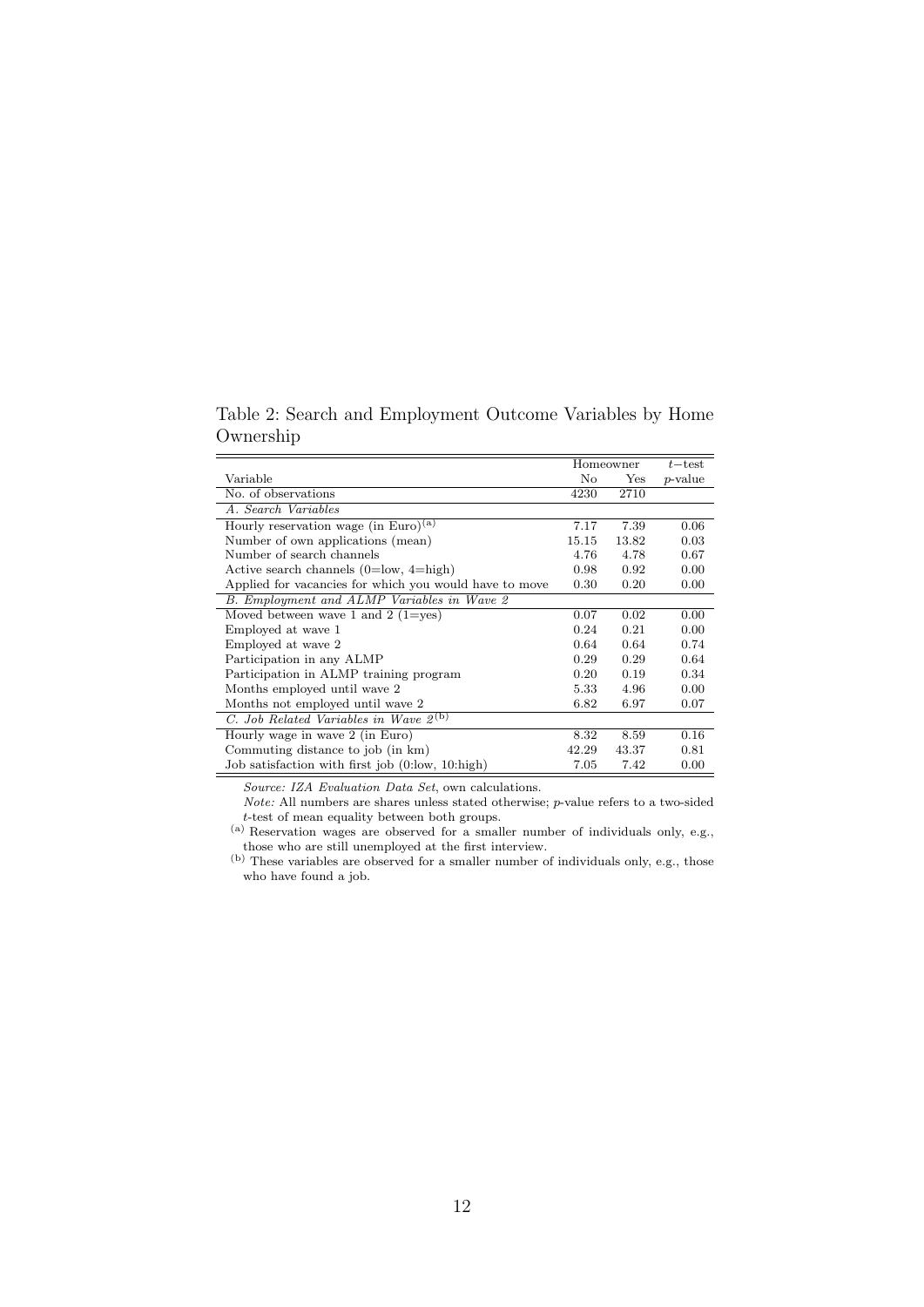Table 2: Search and Employment Outcome Variables by Home Ownership

| | Homeowner | | $t$−test |
|---|---|---|---|
| Variable | No | Yes | $p$-value |
| No. of observations | 4230 | 2710 | |
| *A. Search Variables* | | | |
| Hourly reservation wage (in Euro)[(a)] | 7.17 | 7.39 | 0.06 |
| Number of own applications (mean) | 15.15 | 13.82 | 0.03 |
| Number of search channels | 4.76 | 4.78 | 0.67 |
| Active search channels (0=low, 4=high) | 0.98 | 0.92 | 0.00 |
| Applied for vacancies for which you would have to move | 0.30 | 0.20 | 0.00 |
| *B. Employment and ALMP Variables in Wave 2* | | | |
| Moved between wave 1 and 2 (1=yes) | 0.07 | 0.02 | 0.00 |
| Employed at wave 1 | 0.24 | 0.21 | 0.00 |
| Employed at wave 2 | 0.64 | 0.64 | 0.74 |
| Participation in any ALMP | 0.29 | 0.29 | 0.64 |
| Participation in ALMP training program | 0.20 | 0.19 | 0.34 |
| Months employed until wave 2 | 5.33 | 4.96 | 0.00 |
| Months not employed until wave 2 | 6.82 | 6.97 | 0.07 |
| *C. Job Related Variables in Wave 2*[(b)] | | | |
| Hourly wage in wave 2 (in Euro) | 8.32 | 8.59 | 0.16 |
| Commuting distance to job (in km) | 42.29 | 43.37 | 0.81 |
| Job satisfaction with first job (0:low, 10:high) | 7.05 | 7.42 | 0.00 |

*Source: IZA Evaluation Data Set*, own calculations.

*Note:* All numbers are shares unless stated otherwise; $p$-value refers to a two-sided $t$-test of mean equality between both groups.

[(a)] Reservation wages are observed for a smaller number of individuals only, e.g., those who are still unemployed at the first interview.

[(b)] These variables are observed for a smaller number of individuals only, e.g., those who have found a job.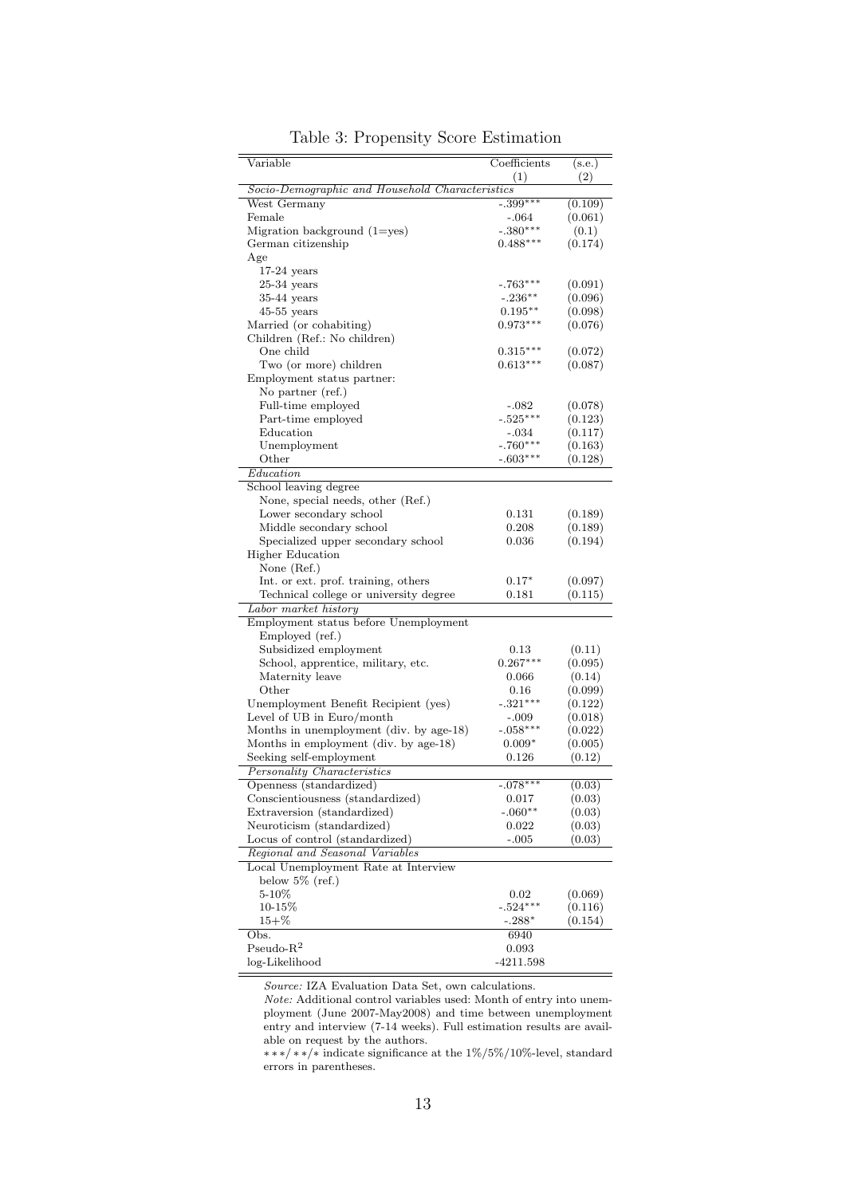Table 3: Propensity Score Estimation

| Variable | Coefficients (1) | (s.e.) (2) |
|---|---|---|
| *Socio-Demographic and Household Characteristics* | | |
| West Germany | -.399*** | (0.109) |
| Female | -.064 | (0.061) |
| Migration background (1=yes) | -.380*** | (0.1) |
| German citizenship | 0.488*** | (0.174) |
| Age | | |
| 17-24 years | | |
| 25-34 years | -.763*** | (0.091) |
| 35-44 years | -.236** | (0.096) |
| 45-55 years | 0.195** | (0.098) |
| Married (or cohabiting) | 0.973*** | (0.076) |
| Children (Ref.: No children) | | |
| One child | 0.315*** | (0.072) |
| Two (or more) children | 0.613*** | (0.087) |
| Employment status partner: | | |
| No partner (ref.) | | |
| Full-time employed | -.082 | (0.078) |
| Part-time employed | -.525*** | (0.123) |
| Education | -.034 | (0.117) |
| Unemployment | -.760*** | (0.163) |
| Other | -.603*** | (0.128) |
| *Education* | | |
| School leaving degree | | |
| None, special needs, other (Ref.) | | |
| Lower secondary school | 0.131 | (0.189) |
| Middle secondary school | 0.208 | (0.189) |
| Specialized upper secondary school | 0.036 | (0.194) |
| Higher Education | | |
| None (Ref.) | | |
| Int. or ext. prof. training, others | 0.17* | (0.097) |
| Technical college or university degree | 0.181 | (0.115) |
| *Labor market history* | | |
| Employment status before Unemployment | | |
| Employed (ref.) | | |
| Subsidized employment | 0.13 | (0.11) |
| School, apprentice, military, etc. | 0.267*** | (0.095) |
| Maternity leave | 0.066 | (0.14) |
| Other | 0.16 | (0.099) |
| Unemployment Benefit Recipient (yes) | -.321*** | (0.122) |
| Level of UB in Euro/month | -.009 | (0.018) |
| Months in unemployment (div. by age-18) | -.058*** | (0.022) |
| Months in employment (div. by age-18) | 0.009* | (0.005) |
| Seeking self-employment | 0.126 | (0.12) |
| *Personality Characteristics* | | |
| Openness (standardized) | -.078*** | (0.03) |
| Conscientiousness (standardized) | 0.017 | (0.03) |
| Extraversion (standardized) | -.060** | (0.03) |
| Neuroticism (standardized) | 0.022 | (0.03) |
| Locus of control (standardized) | -.005 | (0.03) |
| *Regional and Seasonal Variables* | | |
| Local Unemployment Rate at Interview | | |
| below 5% (ref.) | | |
| 5-10% | 0.02 | (0.069) |
| 10-15% | -.524*** | (0.116) |
| 15+% | -.288* | (0.154) |
| Obs. | 6940 | |
| Pseudo-$R^2$ | 0.093 | |
| log-Likelihood | -4211.598 | |

*Source:* IZA Evaluation Data Set, own calculations.
*Note:* Additional control variables used: Month of entry into unemployment (June 2007-May2008) and time between unemployment entry and interview (7-14 weeks). Full estimation results are available on request by the authors.
∗∗∗/∗∗/∗ indicate significance at the 1%/5%/10%-level, standard errors in parentheses.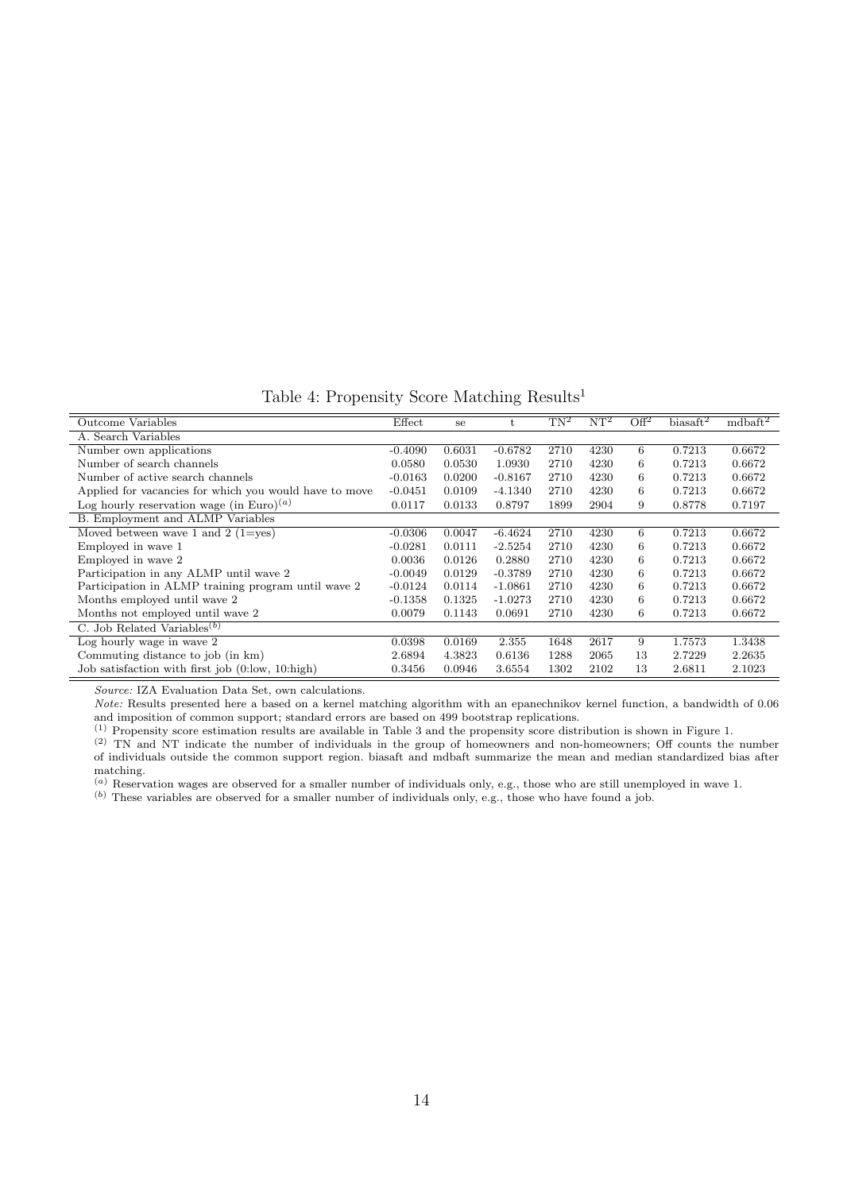Table 4: Propensity Score Matching Results[1]

| Outcome Variables | Effect | se | t | TN[2] | NT[2] | Off[2] | biasaft[2] | mdbaft[2] |
|---|---|---|---|---|---|---|---|---|
| A. Search Variables | | | | | | | | |
| Number own applications | -0.4090 | 0.6031 | -0.6782 | 2710 | 4230 | 6 | 0.7213 | 0.6672 |
| Number of search channels | 0.0580 | 0.0530 | 1.0930 | 2710 | 4230 | 6 | 0.7213 | 0.6672 |
| Number of active search channels | -0.0163 | 0.0200 | -0.8167 | 2710 | 4230 | 6 | 0.7213 | 0.6672 |
| Applied for vacancies for which you would have to move | -0.0451 | 0.0109 | -4.1340 | 2710 | 4230 | 6 | 0.7213 | 0.6672 |
| Log hourly reservation wage (in Euro)[(a)] | 0.0117 | 0.0133 | 0.8797 | 1899 | 2904 | 9 | 0.8778 | 0.7197 |
| B. Employment and ALMP Variables | | | | | | | | |
| Moved between wave 1 and 2 (1=yes) | -0.0306 | 0.0047 | -6.4624 | 2710 | 4230 | 6 | 0.7213 | 0.6672 |
| Employed in wave 1 | -0.0281 | 0.0111 | -2.5254 | 2710 | 4230 | 6 | 0.7213 | 0.6672 |
| Employed in wave 2 | 0.0036 | 0.0126 | 0.2880 | 2710 | 4230 | 6 | 0.7213 | 0.6672 |
| Participation in any ALMP until wave 2 | -0.0049 | 0.0129 | -0.3789 | 2710 | 4230 | 6 | 0.7213 | 0.6672 |
| Participation in ALMP training program until wave 2 | -0.0124 | 0.0114 | -1.0861 | 2710 | 4230 | 6 | 0.7213 | 0.6672 |
| Months employed until wave 2 | -0.1358 | 0.1325 | -1.0273 | 2710 | 4230 | 6 | 0.7213 | 0.6672 |
| Months not employed until wave 2 | 0.0079 | 0.1143 | 0.0691 | 2710 | 4230 | 6 | 0.7213 | 0.6672 |
| C. Job Related Variables[(b)] | | | | | | | | |
| Log hourly wage in wave 2 | 0.0398 | 0.0169 | 2.355 | 1648 | 2617 | 9 | 1.7573 | 1.3438 |
| Commuting distance to job (in km) | 2.6894 | 4.3823 | 0.6136 | 1288 | 2065 | 13 | 2.7229 | 2.2635 |
| Job satisfaction with first job (0:low, 10:high) | 0.3456 | 0.0946 | 3.6554 | 1302 | 2102 | 13 | 2.6811 | 2.1023 |

*Source:* IZA Evaluation Data Set, own calculations.

*Note:* Results presented here a based on a kernel matching algorithm with an epanechnikov kernel function, a bandwidth of 0.06 and imposition of common support; standard errors are based on 499 bootstrap replications.

[(1)] Propensity score estimation results are available in Table 3 and the propensity score distribution is shown in Figure 1.

[(2)] TN and NT indicate the number of individuals in the group of homeowners and non-homeowners; Off counts the number of individuals outside the common support region. biasaft and mdbaft summarize the mean and median standardized bias after matching.

[(a)] Reservation wages are observed for a smaller number of individuals only, e.g., those who are still unemployed in wave 1.

[(b)] These variables are observed for a smaller number of individuals only, e.g., those who have found a job.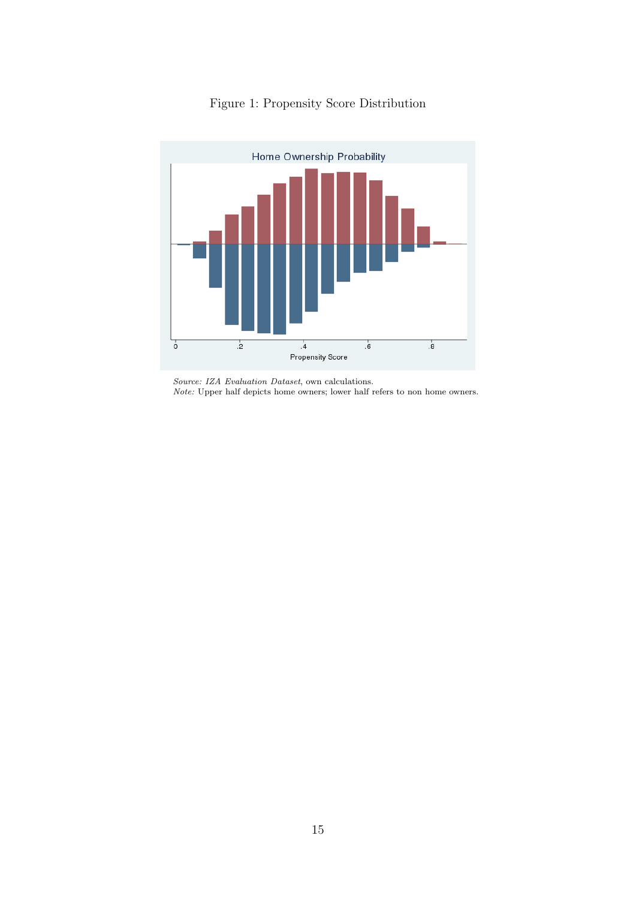Figure 1: Propensity Score Distribution

Home Ownership Probability

0

.2

.4

.6

.8

Propensity Score

*Source: IZA Evaluation Dataset*, own calculations.
*Note:* Upper half depicts home owners; lower half refers to non home owners.